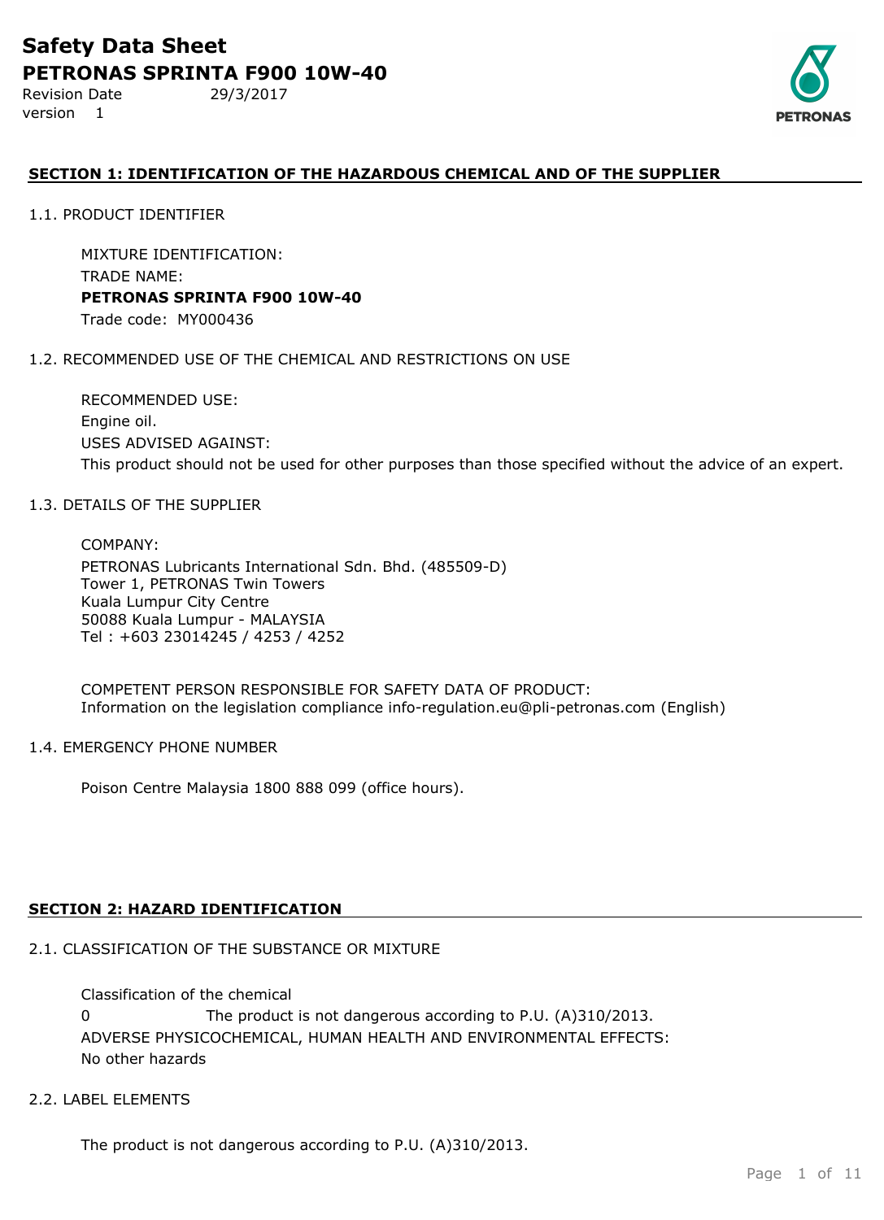# Safety Data Sheet

## PETRONAS SPRINTA F900 10W-40

Revision Date 29/3/2017
version 1

**SECTION 1: IDENTIFICATION OF THE HAZARDOUS CHEMICAL AND OF THE SUPPLIER**

1.1. PRODUCT IDENTIFIER

MIXTURE IDENTIFICATION:
TRADE NAME:
**PETRONAS SPRINTA F900 10W-40**
Trade code: MY000436

1.2. RECOMMENDED USE OF THE CHEMICAL AND RESTRICTIONS ON USE

RECOMMENDED USE:
Engine oil.
USES ADVISED AGAINST:
This product should not be used for other purposes than those specified without the advice of an expert.

1.3. DETAILS OF THE SUPPLIER

COMPANY:
PETRONAS Lubricants International Sdn. Bhd. (485509-D)
Tower 1, PETRONAS Twin Towers
Kuala Lumpur City Centre
50088 Kuala Lumpur - MALAYSIA
Tel : +603 23014245 / 4253 / 4252

COMPETENT PERSON RESPONSIBLE FOR SAFETY DATA OF PRODUCT:
Information on the legislation compliance info-regulation.eu@pli-petronas.com (English)

1.4. EMERGENCY PHONE NUMBER

Poison Centre Malaysia 1800 888 099 (office hours).

**SECTION 2: HAZARD IDENTIFICATION**

2.1. CLASSIFICATION OF THE SUBSTANCE OR MIXTURE

Classification of the chemical
0 The product is not dangerous according to P.U. (A)310/2013.
ADVERSE PHYSICOCHEMICAL, HUMAN HEALTH AND ENVIRONMENTAL EFFECTS:
No other hazards

2.2. LABEL ELEMENTS

The product is not dangerous according to P.U. (A)310/2013.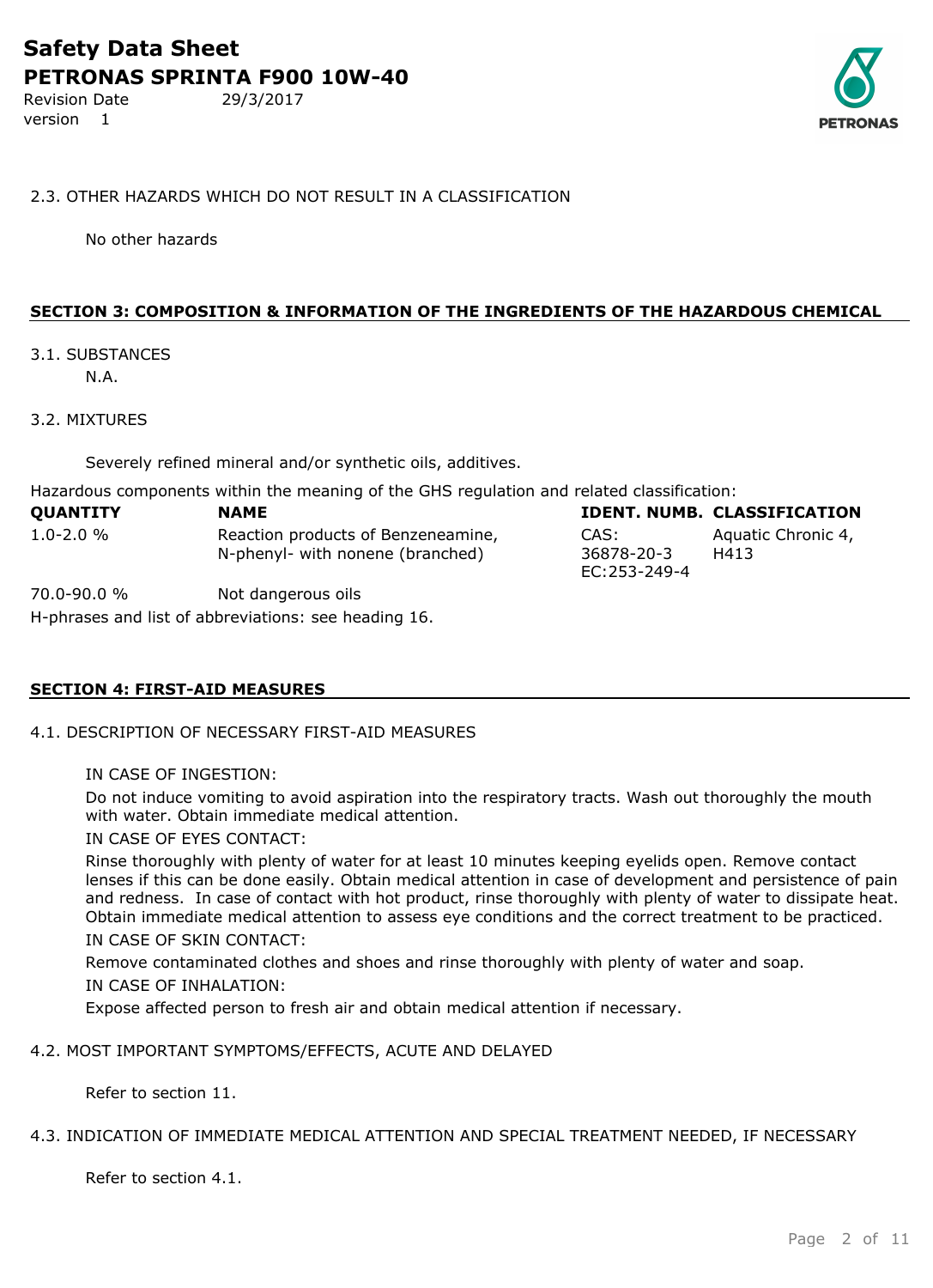2.3. OTHER HAZARDS WHICH DO NOT RESULT IN A CLASSIFICATION

No other hazards

## SECTION 3: COMPOSITION & INFORMATION OF THE INGREDIENTS OF THE HAZARDOUS CHEMICAL

3.1. SUBSTANCES

N.A.

3.2. MIXTURES

Severely refined mineral and/or synthetic oils, additives.

Hazardous components within the meaning of the GHS regulation and related classification:

| QUANTITY | NAME | IDENT. NUMB. | CLASSIFICATION |
|---|---|---|---|
| 1.0-2.0 % | Reaction products of Benzeneamine, N-phenyl- with nonene (branched) | CAS: 36878-20-3 EC:253-249-4 | Aquatic Chronic 4, H413 |
| 70.0-90.0 % | Not dangerous oils | | |

H-phrases and list of abbreviations: see heading 16.

## SECTION 4: FIRST-AID MEASURES

4.1. DESCRIPTION OF NECESSARY FIRST-AID MEASURES

IN CASE OF INGESTION:

Do not induce vomiting to avoid aspiration into the respiratory tracts. Wash out thoroughly the mouth with water. Obtain immediate medical attention.

IN CASE OF EYES CONTACT:

Rinse thoroughly with plenty of water for at least 10 minutes keeping eyelids open. Remove contact lenses if this can be done easily. Obtain medical attention in case of development and persistence of pain and redness. In case of contact with hot product, rinse thoroughly with plenty of water to dissipate heat. Obtain immediate medical attention to assess eye conditions and the correct treatment to be practiced.

IN CASE OF SKIN CONTACT:

Remove contaminated clothes and shoes and rinse thoroughly with plenty of water and soap.

IN CASE OF INHALATION:

Expose affected person to fresh air and obtain medical attention if necessary.

4.2. MOST IMPORTANT SYMPTOMS/EFFECTS, ACUTE AND DELAYED

Refer to section 11.

4.3. INDICATION OF IMMEDIATE MEDICAL ATTENTION AND SPECIAL TREATMENT NEEDED, IF NECESSARY

Refer to section 4.1.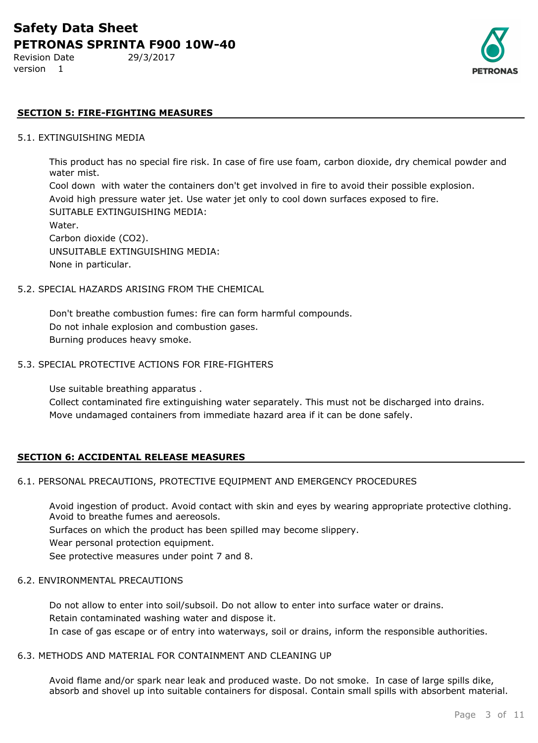## SECTION 5: FIRE-FIGHTING MEASURES

### 5.1. EXTINGUISHING MEDIA

This product has no special fire risk. In case of fire use foam, carbon dioxide, dry chemical powder and water mist.

Cool down with water the containers don't get involved in fire to avoid their possible explosion.

Avoid high pressure water jet. Use water jet only to cool down surfaces exposed to fire.

SUITABLE EXTINGUISHING MEDIA:

Water.

Carbon dioxide ($CO_2$).

UNSUITABLE EXTINGUISHING MEDIA:

None in particular.

### 5.2. SPECIAL HAZARDS ARISING FROM THE CHEMICAL

Don't breathe combustion fumes: fire can form harmful compounds.

Do not inhale explosion and combustion gases.

Burning produces heavy smoke.

### 5.3. SPECIAL PROTECTIVE ACTIONS FOR FIRE-FIGHTERS

Use suitable breathing apparatus .

Collect contaminated fire extinguishing water separately. This must not be discharged into drains.

Move undamaged containers from immediate hazard area if it can be done safely.

## SECTION 6: ACCIDENTAL RELEASE MEASURES

### 6.1. PERSONAL PRECAUTIONS, PROTECTIVE EQUIPMENT AND EMERGENCY PROCEDURES

Avoid ingestion of product. Avoid contact with skin and eyes by wearing appropriate protective clothing. Avoid to breathe fumes and aereosols.

Surfaces on which the product has been spilled may become slippery.

Wear personal protection equipment.

See protective measures under point 7 and 8.

### 6.2. ENVIRONMENTAL PRECAUTIONS

Do not allow to enter into soil/subsoil. Do not allow to enter into surface water or drains.

Retain contaminated washing water and dispose it.

In case of gas escape or of entry into waterways, soil or drains, inform the responsible authorities.

### 6.3. METHODS AND MATERIAL FOR CONTAINMENT AND CLEANING UP

Avoid flame and/or spark near leak and produced waste. Do not smoke. In case of large spills dike, absorb and shovel up into suitable containers for disposal. Contain small spills with absorbent material.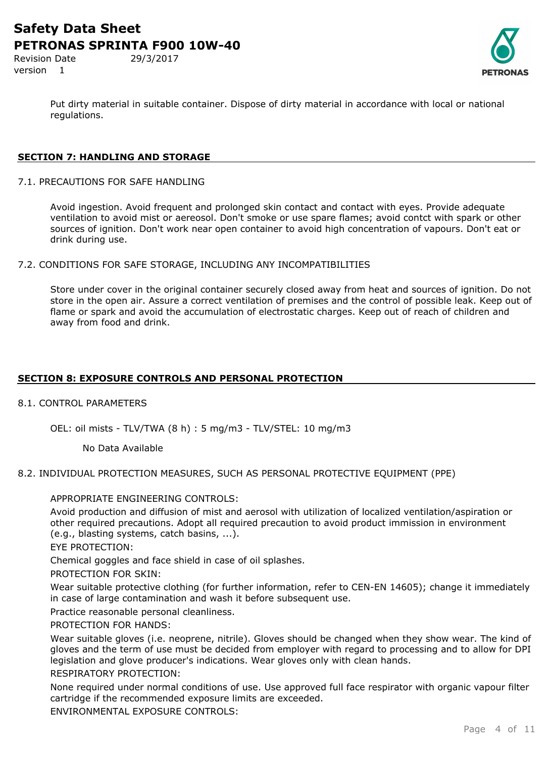Put dirty material in suitable container. Dispose of dirty material in accordance with local or national regulations.

## SECTION 7: HANDLING AND STORAGE

### 7.1. PRECAUTIONS FOR SAFE HANDLING

Avoid ingestion. Avoid frequent and prolonged skin contact and contact with eyes. Provide adequate ventilation to avoid mist or aereosol. Don't smoke or use spare flames; avoid contct with spark or other sources of ignition. Don't work near open container to avoid high concentration of vapours. Don't eat or drink during use.

### 7.2. CONDITIONS FOR SAFE STORAGE, INCLUDING ANY INCOMPATIBILITIES

Store under cover in the original container securely closed away from heat and sources of ignition. Do not store in the open air. Assure a correct ventilation of premises and the control of possible leak. Keep out of flame or spark and avoid the accumulation of electrostatic charges. Keep out of reach of children and away from food and drink.

## SECTION 8: EXPOSURE CONTROLS AND PERSONAL PROTECTION

### 8.1. CONTROL PARAMETERS

OEL: oil mists - TLV/TWA (8 h) : 5 mg/m3 - TLV/STEL: 10 mg/m3

No Data Available

### 8.2. INDIVIDUAL PROTECTION MEASURES, SUCH AS PERSONAL PROTECTIVE EQUIPMENT (PPE)

APPROPRIATE ENGINEERING CONTROLS:

Avoid production and diffusion of mist and aerosol with utilization of localized ventilation/aspiration or other required precautions. Adopt all required precaution to avoid product immission in environment (e.g., blasting systems, catch basins, ...).

EYE PROTECTION:

Chemical goggles and face shield in case of oil splashes.

PROTECTION FOR SKIN:

Wear suitable protective clothing (for further information, refer to CEN-EN 14605); change it immediately in case of large contamination and wash it before subsequent use.

Practice reasonable personal cleanliness.

PROTECTION FOR HANDS:

Wear suitable gloves (i.e. neoprene, nitrile). Gloves should be changed when they show wear. The kind of gloves and the term of use must be decided from employer with regard to processing and to allow for DPI legislation and glove producer's indications. Wear gloves only with clean hands.

RESPIRATORY PROTECTION:

None required under normal conditions of use. Use approved full face respirator with organic vapour filter cartridge if the recommended exposure limits are exceeded.

ENVIRONMENTAL EXPOSURE CONTROLS: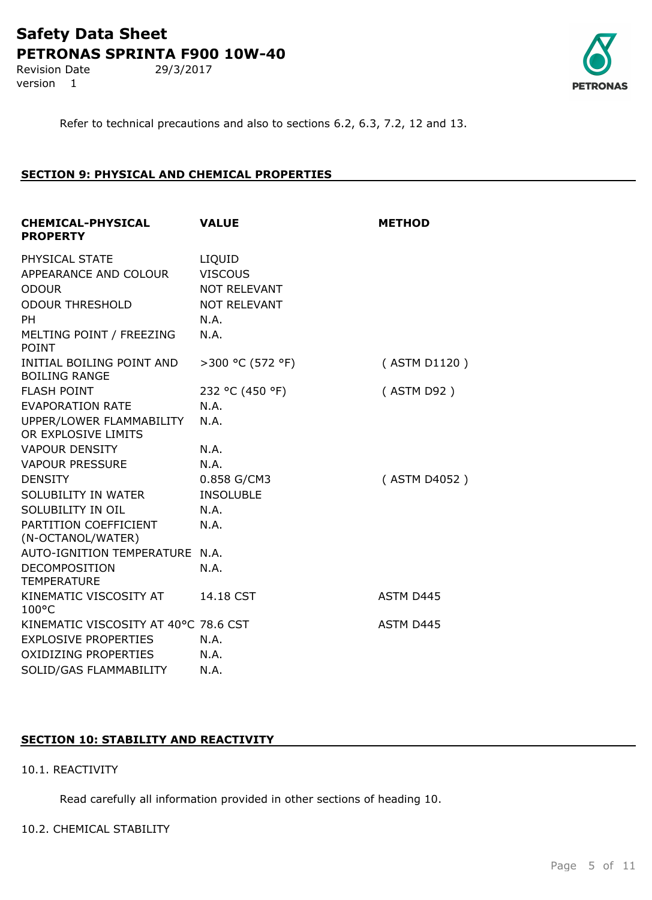Refer to technical precautions and also to sections 6.2, 6.3, 7.2, 12 and 13.

## SECTION 9: PHYSICAL AND CHEMICAL PROPERTIES

| CHEMICAL-PHYSICAL PROPERTY | VALUE | METHOD |
|---|---|---|
| PHYSICAL STATE | LIQUID | |
| APPEARANCE AND COLOUR | VISCOUS | |
| ODOUR | NOT RELEVANT | |
| ODOUR THRESHOLD | NOT RELEVANT | |
| PH | N.A. | |
| MELTING POINT / FREEZING POINT | N.A. | |
| INITIAL BOILING POINT AND BOILING RANGE | >300 °C (572 °F) | ( ASTM D1120 ) |
| FLASH POINT | 232 °C (450 °F) | ( ASTM D92 ) |
| EVAPORATION RATE | N.A. | |
| UPPER/LOWER FLAMMABILITY OR EXPLOSIVE LIMITS | N.A. | |
| VAPOUR DENSITY | N.A. | |
| VAPOUR PRESSURE | N.A. | |
| DENSITY | 0.858 G/CM3 | ( ASTM D4052 ) |
| SOLUBILITY IN WATER | INSOLUBLE | |
| SOLUBILITY IN OIL | N.A. | |
| PARTITION COEFFICIENT (N-OCTANOL/WATER) | N.A. | |
| AUTO-IGNITION TEMPERATURE | N.A. | |
| DECOMPOSITION TEMPERATURE | N.A. | |
| KINEMATIC VISCOSITY AT 100°C | 14.18 CST | ASTM D445 |
| KINEMATIC VISCOSITY AT 40°C | 78.6 CST | ASTM D445 |
| EXPLOSIVE PROPERTIES | N.A. | |
| OXIDIZING PROPERTIES | N.A. | |
| SOLID/GAS FLAMMABILITY | N.A. | |

## SECTION 10: STABILITY AND REACTIVITY

### 10.1. REACTIVITY

Read carefully all information provided in other sections of heading 10.

### 10.2. CHEMICAL STABILITY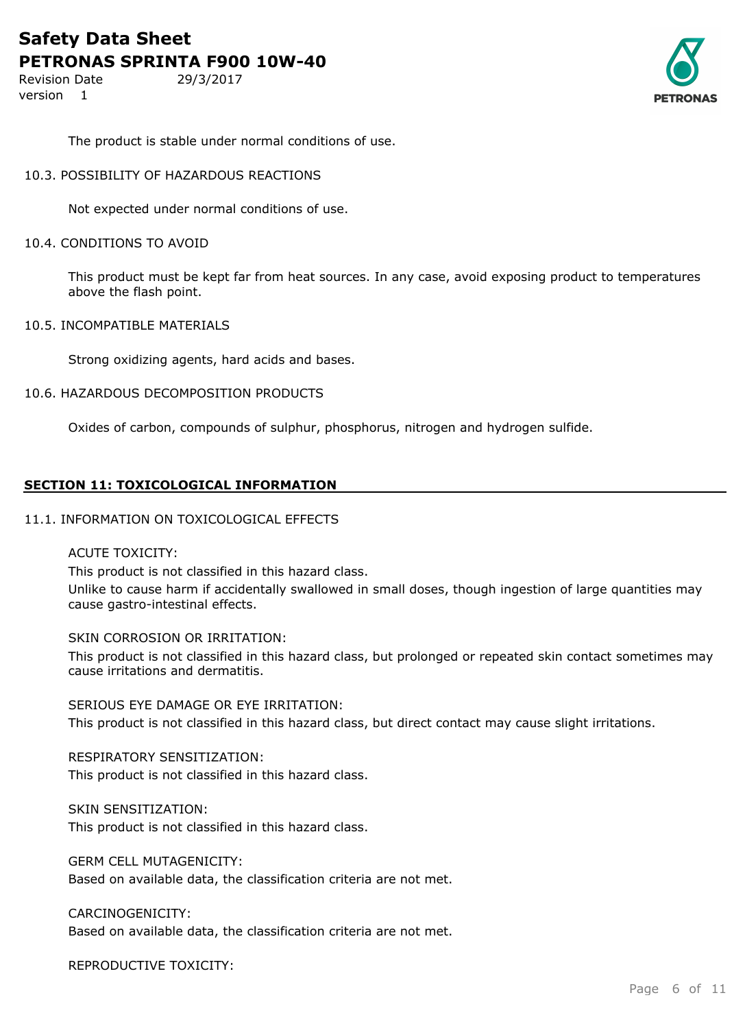The product is stable under normal conditions of use.

10.3. POSSIBILITY OF HAZARDOUS REACTIONS

Not expected under normal conditions of use.

10.4. CONDITIONS TO AVOID

This product must be kept far from heat sources. In any case, avoid exposing product to temperatures above the flash point.

10.5. INCOMPATIBLE MATERIALS

Strong oxidizing agents, hard acids and bases.

10.6. HAZARDOUS DECOMPOSITION PRODUCTS

Oxides of carbon, compounds of sulphur, phosphorus, nitrogen and hydrogen sulfide.

## SECTION 11: TOXICOLOGICAL INFORMATION

11.1. INFORMATION ON TOXICOLOGICAL EFFECTS

ACUTE TOXICITY:

This product is not classified in this hazard class.

Unlike to cause harm if accidentally swallowed in small doses, though ingestion of large quantities may cause gastro-intestinal effects.

SKIN CORROSION OR IRRITATION:

This product is not classified in this hazard class, but prolonged or repeated skin contact sometimes may cause irritations and dermatitis.

SERIOUS EYE DAMAGE OR EYE IRRITATION:

This product is not classified in this hazard class, but direct contact may cause slight irritations.

RESPIRATORY SENSITIZATION:

This product is not classified in this hazard class.

SKIN SENSITIZATION:

This product is not classified in this hazard class.

GERM CELL MUTAGENICITY:

Based on available data, the classification criteria are not met.

CARCINOGENICITY:

Based on available data, the classification criteria are not met.

REPRODUCTIVE TOXICITY: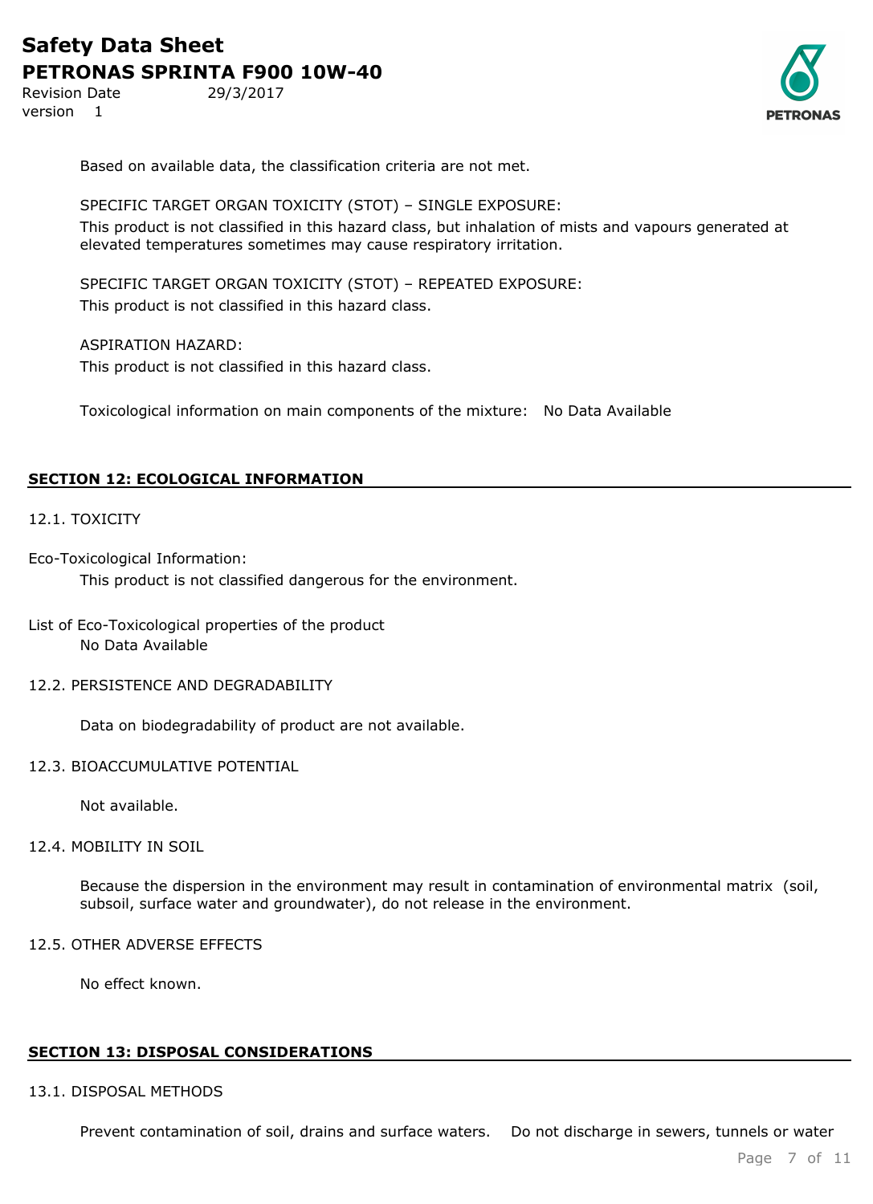Based on available data, the classification criteria are not met.

SPECIFIC TARGET ORGAN TOXICITY (STOT) – SINGLE EXPOSURE:
This product is not classified in this hazard class, but inhalation of mists and vapours generated at elevated temperatures sometimes may cause respiratory irritation.

SPECIFIC TARGET ORGAN TOXICITY (STOT) – REPEATED EXPOSURE:
This product is not classified in this hazard class.

ASPIRATION HAZARD:
This product is not classified in this hazard class.

Toxicological information on main components of the mixture: No Data Available

## SECTION 12: ECOLOGICAL INFORMATION

12.1. TOXICITY

Eco-Toxicological Information:
This product is not classified dangerous for the environment.

List of Eco-Toxicological properties of the product
No Data Available

12.2. PERSISTENCE AND DEGRADABILITY

Data on biodegradability of product are not available.

12.3. BIOACCUMULATIVE POTENTIAL

Not available.

12.4. MOBILITY IN SOIL

Because the dispersion in the environment may result in contamination of environmental matrix (soil, subsoil, surface water and groundwater), do not release in the environment.

12.5. OTHER ADVERSE EFFECTS

No effect known.

## SECTION 13: DISPOSAL CONSIDERATIONS

13.1. DISPOSAL METHODS

Prevent contamination of soil, drains and surface waters. Do not discharge in sewers, tunnels or water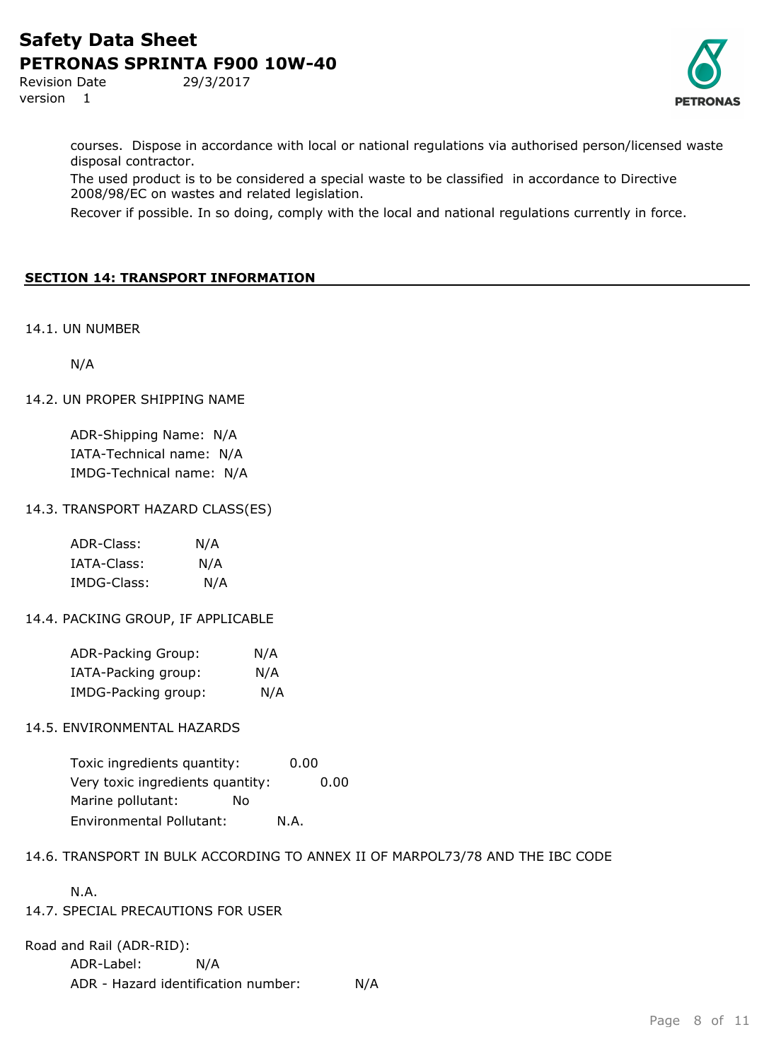courses. Dispose in accordance with local or national regulations via authorised person/licensed waste disposal contractor.

The used product is to be considered a special waste to be classified in accordance to Directive 2008/98/EC on wastes and related legislation.

Recover if possible. In so doing, comply with the local and national regulations currently in force.

## SECTION 14: TRANSPORT INFORMATION

### 14.1. UN NUMBER

N/A

### 14.2. UN PROPER SHIPPING NAME

ADR-Shipping Name: N/A
IATA-Technical name: N/A
IMDG-Technical name: N/A

### 14.3. TRANSPORT HAZARD CLASS(ES)

ADR-Class: N/A
IATA-Class: N/A
IMDG-Class: N/A

### 14.4. PACKING GROUP, IF APPLICABLE

ADR-Packing Group: N/A
IATA-Packing group: N/A
IMDG-Packing group: N/A

### 14.5. ENVIRONMENTAL HAZARDS

Toxic ingredients quantity: 0.00
Very toxic ingredients quantity: 0.00
Marine pollutant: No
Environmental Pollutant: N.A.

### 14.6. TRANSPORT IN BULK ACCORDING TO ANNEX II OF MARPOL73/78 AND THE IBC CODE

N.A.

### 14.7. SPECIAL PRECAUTIONS FOR USER

Road and Rail (ADR-RID):

ADR-Label: N/A
ADR - Hazard identification number: N/A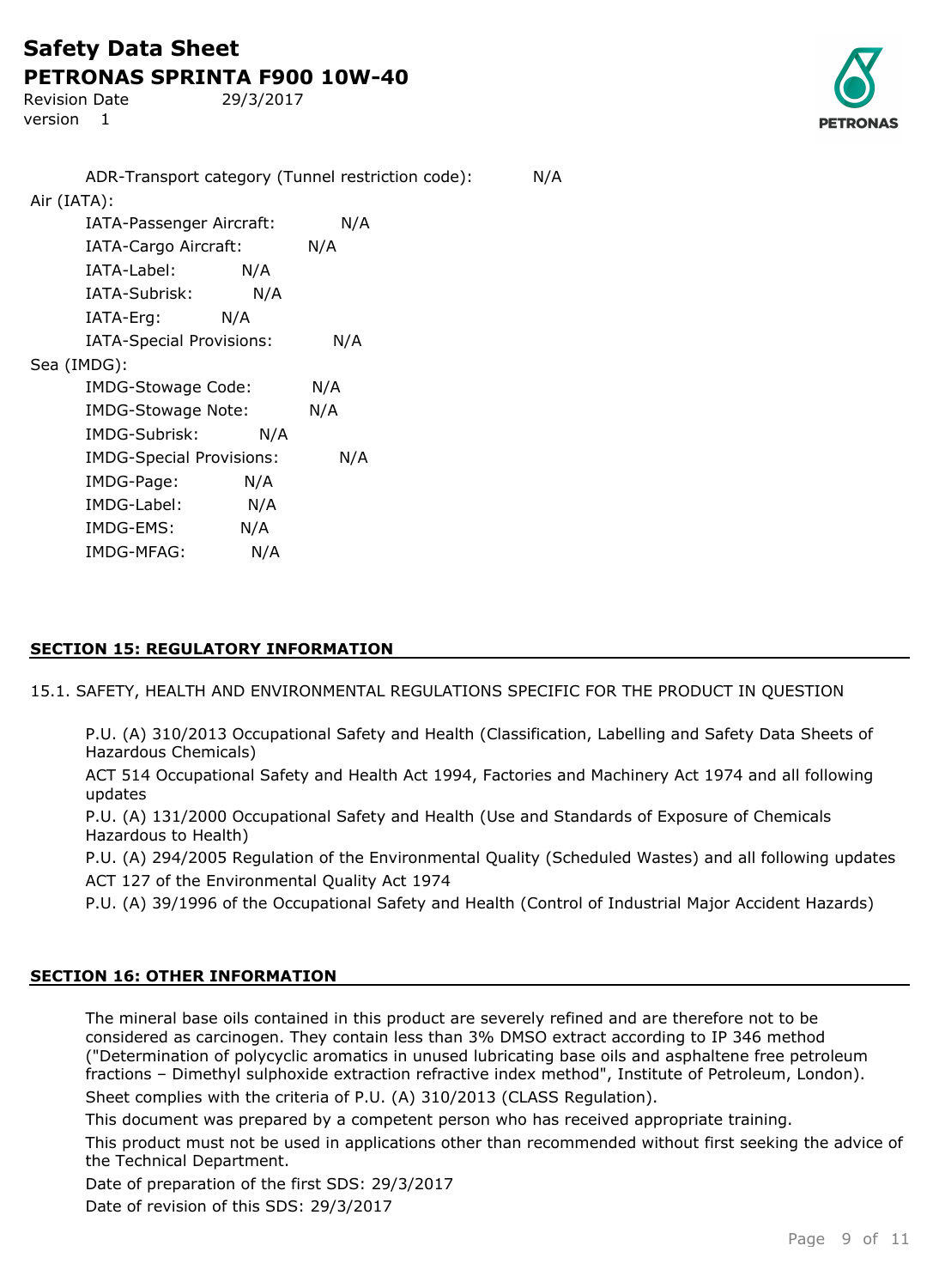ADR-Transport category (Tunnel restriction code): N/A

Air (IATA):

- IATA-Passenger Aircraft: N/A
- IATA-Cargo Aircraft: N/A
- IATA-Label: N/A
- IATA-Subrisk: N/A
- IATA-Erg: N/A
- IATA-Special Provisions: N/A

Sea (IMDG):

- IMDG-Stowage Code: N/A
- IMDG-Stowage Note: N/A
- IMDG-Subrisk: N/A
- IMDG-Special Provisions: N/A
- IMDG-Page: N/A
- IMDG-Label: N/A
- IMDG-EMS: N/A
- IMDG-MFAG: N/A

## SECTION 15: REGULATORY INFORMATION

15.1. SAFETY, HEALTH AND ENVIRONMENTAL REGULATIONS SPECIFIC FOR THE PRODUCT IN QUESTION

P.U. (A) 310/2013 Occupational Safety and Health (Classification, Labelling and Safety Data Sheets of Hazardous Chemicals)

ACT 514 Occupational Safety and Health Act 1994, Factories and Machinery Act 1974 and all following updates

P.U. (A) 131/2000 Occupational Safety and Health (Use and Standards of Exposure of Chemicals Hazardous to Health)

P.U. (A) 294/2005 Regulation of the Environmental Quality (Scheduled Wastes) and all following updates

ACT 127 of the Environmental Quality Act 1974

P.U. (A) 39/1996 of the Occupational Safety and Health (Control of Industrial Major Accident Hazards)

## SECTION 16: OTHER INFORMATION

The mineral base oils contained in this product are severely refined and are therefore not to be considered as carcinogen. They contain less than 3% DMSO extract according to IP 346 method ("Determination of polycyclic aromatics in unused lubricating base oils and asphaltene free petroleum fractions – Dimethyl sulphoxide extraction refractive index method", Institute of Petroleum, London).

Sheet complies with the criteria of P.U. (A) 310/2013 (CLASS Regulation).

This document was prepared by a competent person who has received appropriate training.

This product must not be used in applications other than recommended without first seeking the advice of the Technical Department.

Date of preparation of the first SDS: 29/3/2017

Date of revision of this SDS: 29/3/2017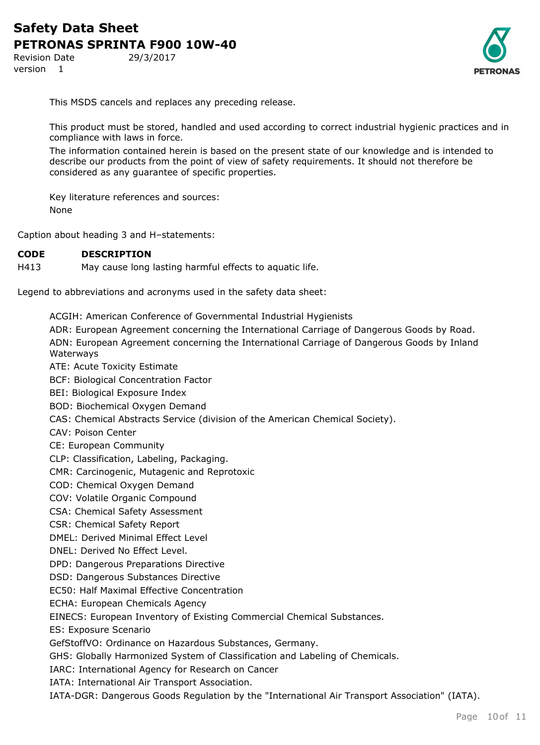This MSDS cancels and replaces any preceding release.

This product must be stored, handled and used according to correct industrial hygienic practices and in compliance with laws in force.

The information contained herein is based on the present state of our knowledge and is intended to describe our products from the point of view of safety requirements. It should not therefore be considered as any guarantee of specific properties.

Key literature references and sources:

None

Caption about heading 3 and H–statements:

| CODE | DESCRIPTION |
|---|---|
| H413 | May cause long lasting harmful effects to aquatic life. |

Legend to abbreviations and acronyms used in the safety data sheet:

ACGIH: American Conference of Governmental Industrial Hygienists

ADR: European Agreement concerning the International Carriage of Dangerous Goods by Road.

ADN: European Agreement concerning the International Carriage of Dangerous Goods by Inland Waterways

ATE: Acute Toxicity Estimate

BCF: Biological Concentration Factor

BEI: Biological Exposure Index

BOD: Biochemical Oxygen Demand

CAS: Chemical Abstracts Service (division of the American Chemical Society).

CAV: Poison Center

CE: European Community

CLP: Classification, Labeling, Packaging.

CMR: Carcinogenic, Mutagenic and Reprotoxic

COD: Chemical Oxygen Demand

COV: Volatile Organic Compound

CSA: Chemical Safety Assessment

CSR: Chemical Safety Report

DMEL: Derived Minimal Effect Level

DNEL: Derived No Effect Level.

DPD: Dangerous Preparations Directive

DSD: Dangerous Substances Directive

EC50: Half Maximal Effective Concentration

ECHA: European Chemicals Agency

EINECS: European Inventory of Existing Commercial Chemical Substances.

ES: Exposure Scenario

GefStoffVO: Ordinance on Hazardous Substances, Germany.

GHS: Globally Harmonized System of Classification and Labeling of Chemicals.

IARC: International Agency for Research on Cancer

IATA: International Air Transport Association.

IATA-DGR: Dangerous Goods Regulation by the "International Air Transport Association" (IATA).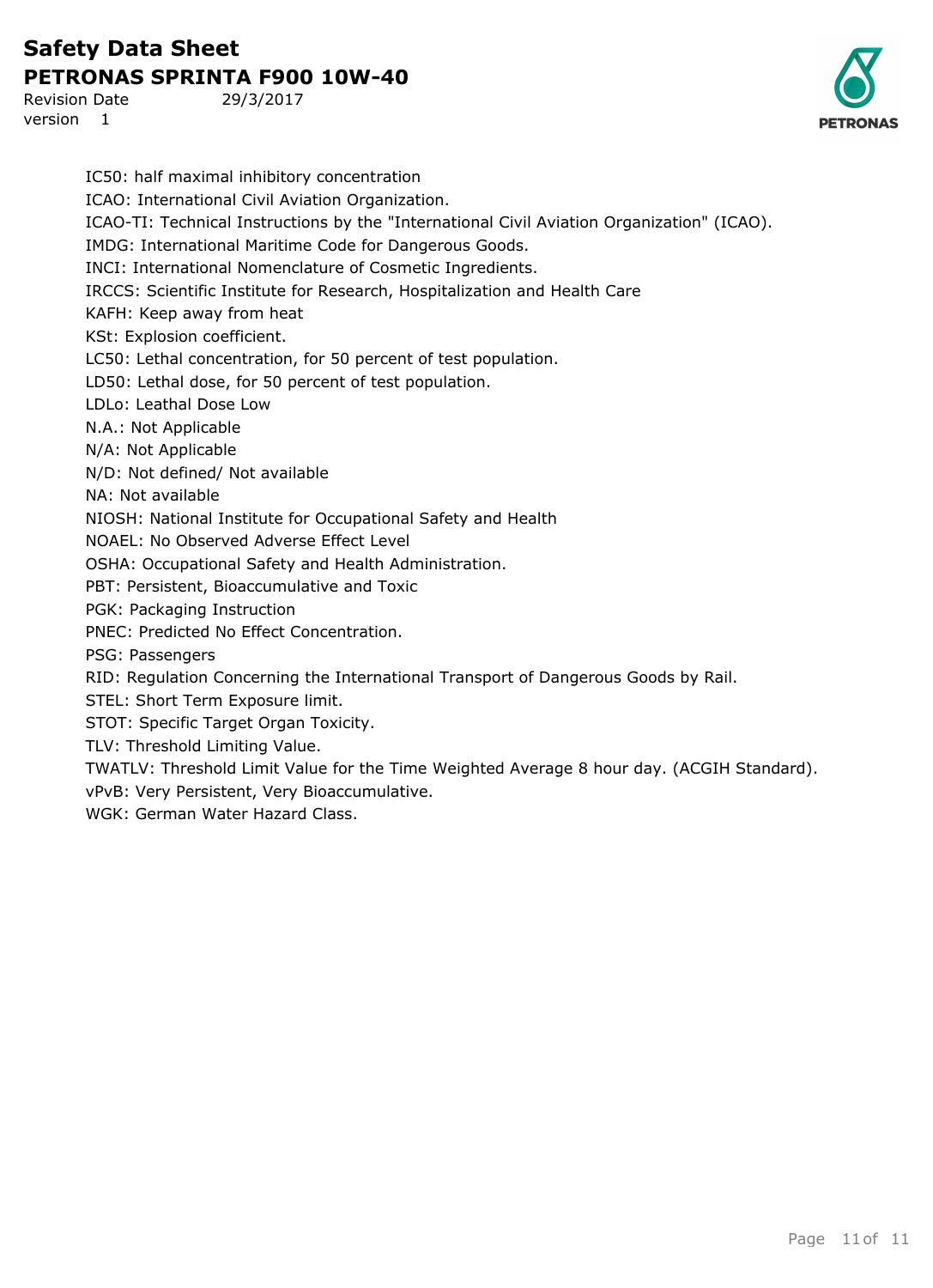IC50: half maximal inhibitory concentration
ICAO: International Civil Aviation Organization.
ICAO-TI: Technical Instructions by the "International Civil Aviation Organization" (ICAO).
IMDG: International Maritime Code for Dangerous Goods.
INCI: International Nomenclature of Cosmetic Ingredients.
IRCCS: Scientific Institute for Research, Hospitalization and Health Care
KAFH: Keep away from heat
KSt: Explosion coefficient.
LC50: Lethal concentration, for 50 percent of test population.
LD50: Lethal dose, for 50 percent of test population.
LDLo: Leathal Dose Low
N.A.: Not Applicable
N/A: Not Applicable
N/D: Not defined/ Not available
NA: Not available
NIOSH: National Institute for Occupational Safety and Health
NOAEL: No Observed Adverse Effect Level
OSHA: Occupational Safety and Health Administration.
PBT: Persistent, Bioaccumulative and Toxic
PGK: Packaging Instruction
PNEC: Predicted No Effect Concentration.
PSG: Passengers
RID: Regulation Concerning the International Transport of Dangerous Goods by Rail.
STEL: Short Term Exposure limit.
STOT: Specific Target Organ Toxicity.
TLV: Threshold Limiting Value.
TWATLV: Threshold Limit Value for the Time Weighted Average 8 hour day. (ACGIH Standard).
vPvB: Very Persistent, Very Bioaccumulative.
WGK: German Water Hazard Class.